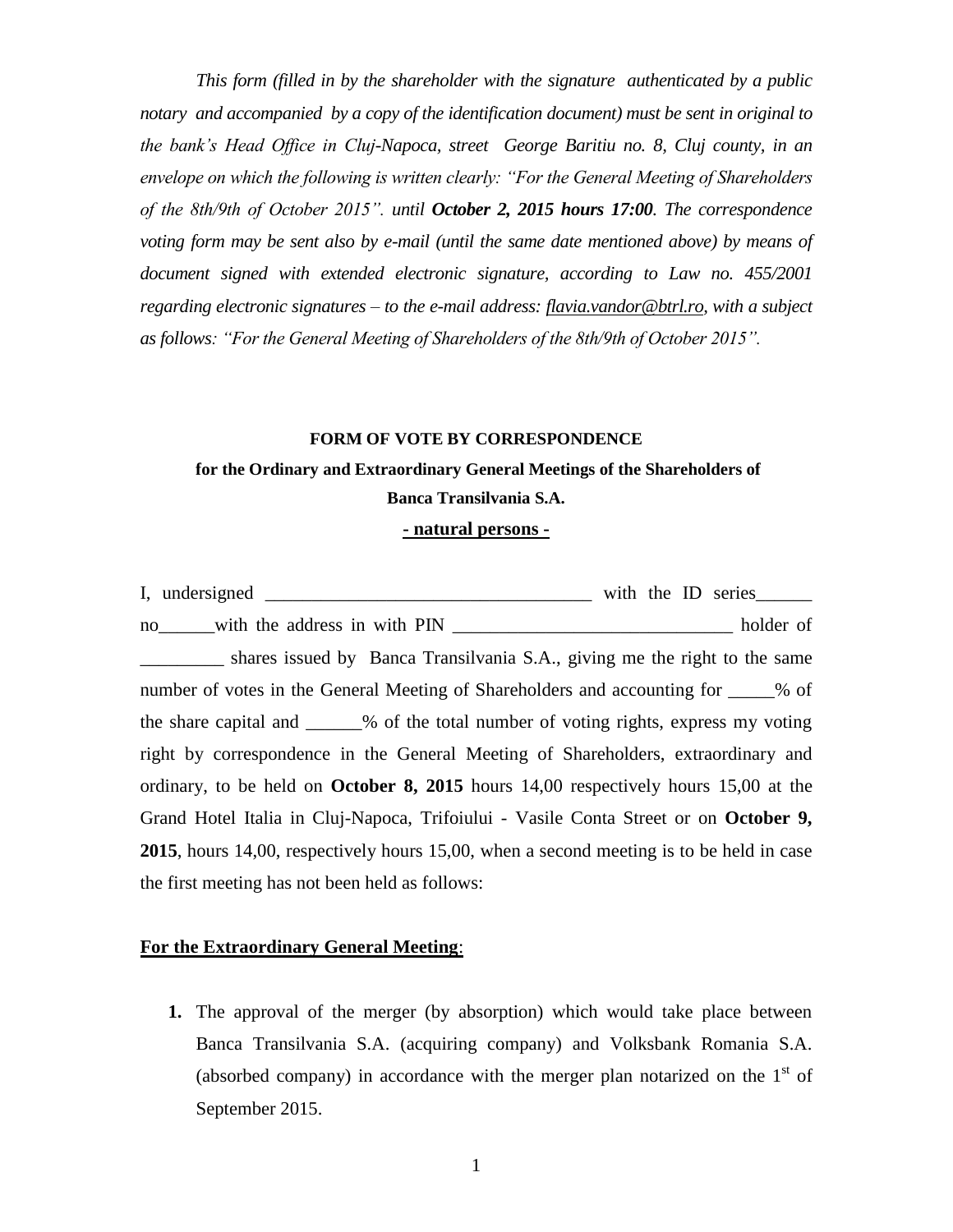*This form (filled in by the shareholder with the signature authenticated by a public notary and accompanied by a copy of the identification document) must be sent in original to the bank's Head Office in Cluj-Napoca, street George Baritiu no. 8, Cluj county, in an envelope on which the following is written clearly: "For the General Meeting of Shareholders of the 8th/9th of October 2015". until **October 2, 2015 hours 17:00**. The correspondence voting form may be sent also by e-mail (until the same date mentioned above) by means of document signed with extended electronic signature, according to Law no. 455/2001 regarding electronic signatures – to the e-mail address: flavia.vandor@btrl.ro, with a subject as follows: "For the General Meeting of Shareholders of the 8th/9th of October 2015".*

**FORM OF VOTE BY CORRESPONDENCE**

**for the Ordinary and Extraordinary General Meetings of the Shareholders of Banca Transilvania S.A.**

**- natural persons -**

I, undersigned ___________________________________ with the ID series______ no______with the address in with PIN ______________________________ holder of _________ shares issued by Banca Transilvania S.A., giving me the right to the same number of votes in the General Meeting of Shareholders and accounting for _____% of the share capital and ______% of the total number of voting rights, express my voting right by correspondence in the General Meeting of Shareholders, extraordinary and ordinary, to be held on **October 8, 2015** hours 14,00 respectively hours 15,00 at the Grand Hotel Italia in Cluj-Napoca, Trifoiului - Vasile Conta Street or on **October 9, 2015**, hours 14,00, respectively hours 15,00, when a second meeting is to be held in case the first meeting has not been held as follows:

**For the Extraordinary General Meeting**:

1. The approval of the merger (by absorption) which would take place between Banca Transilvania S.A. (acquiring company) and Volksbank Romania S.A. (absorbed company) in accordance with the merger plan notarized on the 1st of September 2015.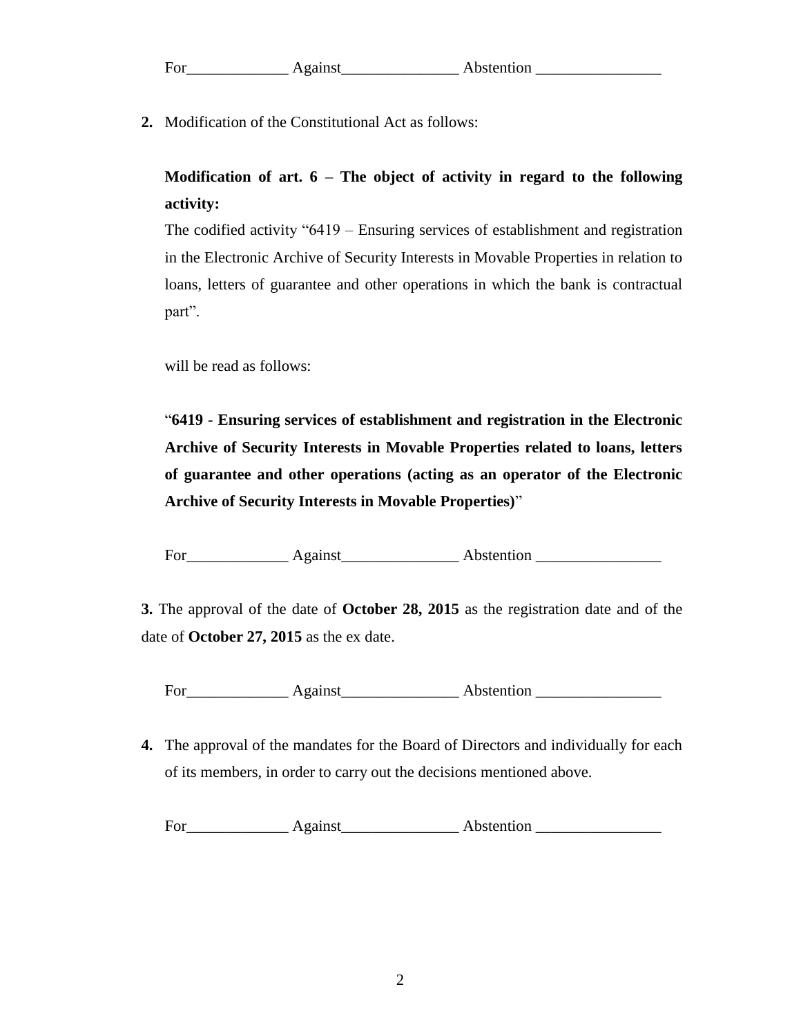For_____________ Against_______________ Abstention ________________

**2.** Modification of the Constitutional Act as follows:

**Modification of art. 6 – The object of activity in regard to the following activity:**

The codified activity "6419 – Ensuring services of establishment and registration in the Electronic Archive of Security Interests in Movable Properties in relation to loans, letters of guarantee and other operations in which the bank is contractual part".

will be read as follows:

"**6419 - Ensuring services of establishment and registration in the Electronic Archive of Security Interests in Movable Properties related to loans, letters of guarantee and other operations (acting as an operator of the Electronic Archive of Security Interests in Movable Properties)**"

For_____________ Against_______________ Abstention ________________

**3.** The approval of the date of **October 28, 2015** as the registration date and of the date of **October 27, 2015** as the ex date.

For_____________ Against_______________ Abstention ________________

**4.** The approval of the mandates for the Board of Directors and individually for each of its members, in order to carry out the decisions mentioned above.

For_____________ Against_______________ Abstention ________________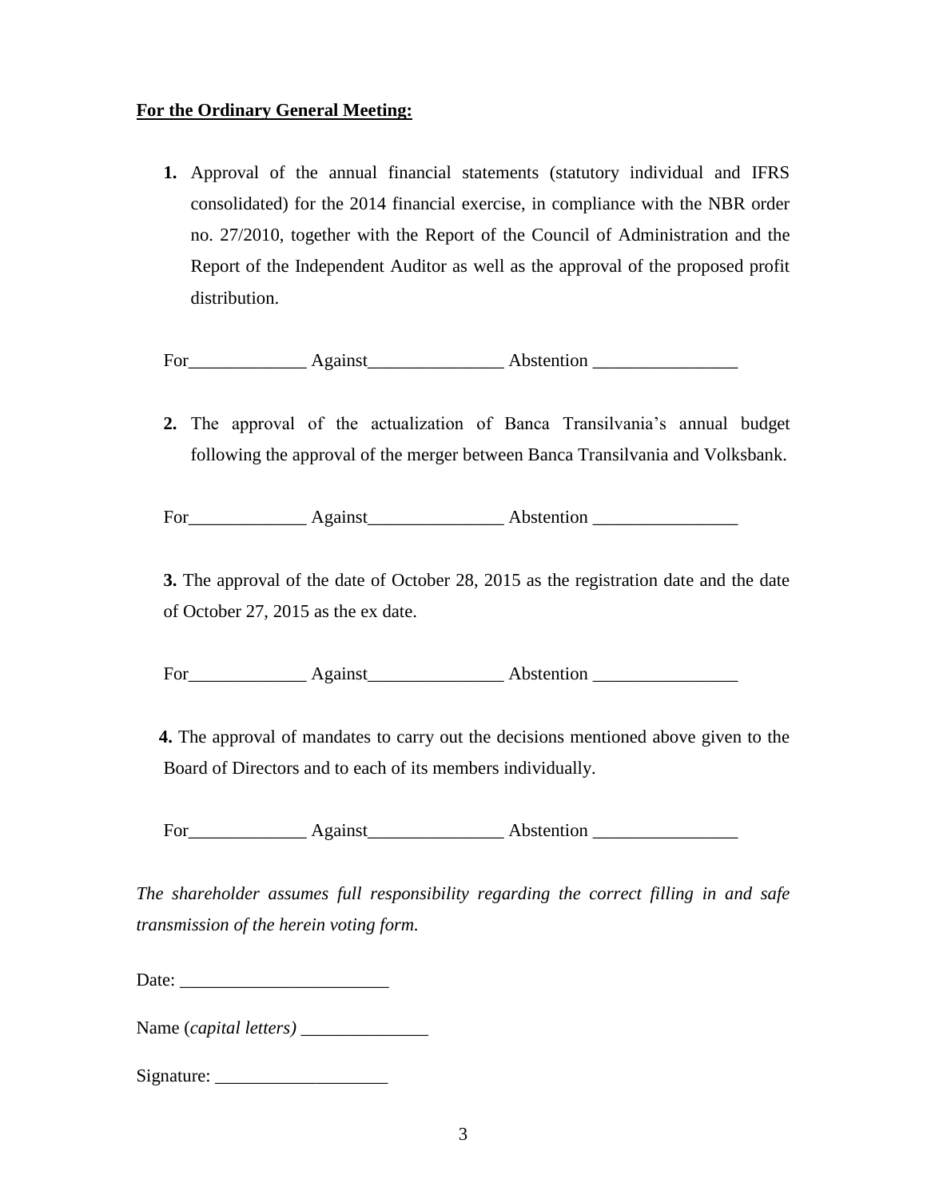**For the Ordinary General Meeting:**

1. Approval of the annual financial statements (statutory individual and IFRS consolidated) for the 2014 financial exercise, in compliance with the NBR order no. 27/2010, together with the Report of the Council of Administration and the Report of the Independent Auditor as well as the approval of the proposed profit distribution.

For_____________ Against_______________ Abstention ________________

2. The approval of the actualization of Banca Transilvania's annual budget following the approval of the merger between Banca Transilvania and Volksbank.

For_____________ Against_______________ Abstention ________________

**3.** The approval of the date of October 28, 2015 as the registration date and the date of October 27, 2015 as the ex date.

For_____________ Against_______________ Abstention ________________

**4.** The approval of mandates to carry out the decisions mentioned above given to the Board of Directors and to each of its members individually.

For_____________ Against_______________ Abstention ________________

*The shareholder assumes full responsibility regarding the correct filling in and safe transmission of the herein voting form.*

Date: _______________________

Name (*capital letters)* ______________

Signature: ___________________